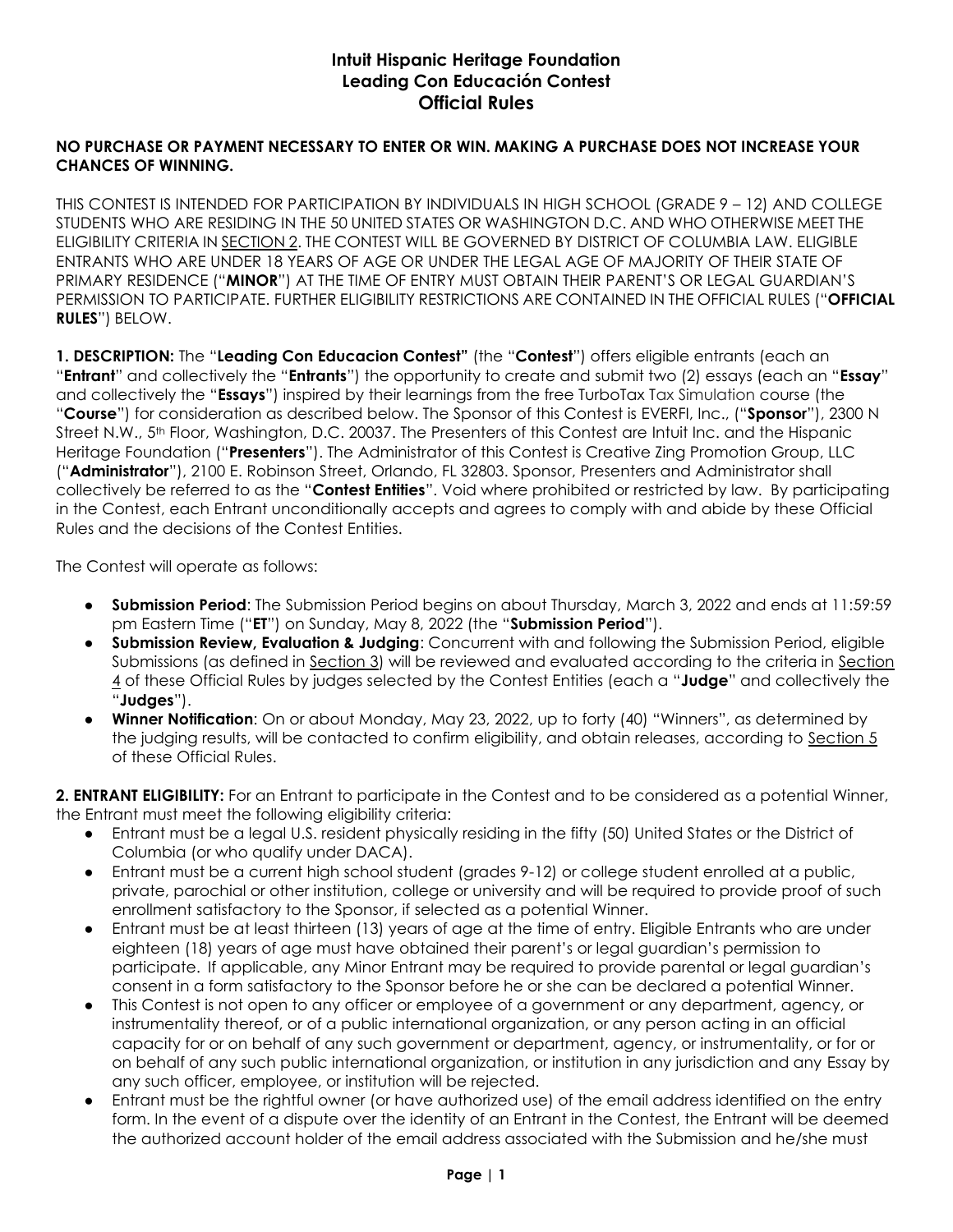# Intuit Hispanic Heritage Foundation
# Leading Con Educación Contest
# Official Rules

**NO PURCHASE OR PAYMENT NECESSARY TO ENTER OR WIN. MAKING A PURCHASE DOES NOT INCREASE YOUR CHANCES OF WINNING.**

THIS CONTEST IS INTENDED FOR PARTICIPATION BY INDIVIDUALS IN HIGH SCHOOL (GRADE 9 – 12) AND COLLEGE STUDENTS WHO ARE RESIDING IN THE 50 UNITED STATES OR WASHINGTON D.C. AND WHO OTHERWISE MEET THE ELIGIBILITY CRITERIA IN SECTION 2. THE CONTEST WILL BE GOVERNED BY DISTRICT OF COLUMBIA LAW. ELIGIBLE ENTRANTS WHO ARE UNDER 18 YEARS OF AGE OR UNDER THE LEGAL AGE OF MAJORITY OF THEIR STATE OF PRIMARY RESIDENCE ("**MINOR**") AT THE TIME OF ENTRY MUST OBTAIN THEIR PARENT'S OR LEGAL GUARDIAN'S PERMISSION TO PARTICIPATE. FURTHER ELIGIBILITY RESTRICTIONS ARE CONTAINED IN THE OFFICIAL RULES ("**OFFICIAL RULES**") BELOW.

**1. DESCRIPTION:** The "**Leading Con Educacion Contest"** (the "**Contest**") offers eligible entrants (each an "**Entrant**" and collectively the "**Entrants**") the opportunity to create and submit two (2) essays (each an "**Essay**" and collectively the "**Essays**") inspired by their learnings from the free TurboTax Tax Simulation course (the "**Course**") for consideration as described below. The Sponsor of this Contest is EVERFI, Inc., ("**Sponsor**"), 2300 N Street N.W., 5th Floor, Washington, D.C. 20037. The Presenters of this Contest are Intuit Inc. and the Hispanic Heritage Foundation ("**Presenters**"). The Administrator of this Contest is Creative Zing Promotion Group, LLC ("**Administrator**"), 2100 E. Robinson Street, Orlando, FL 32803. Sponsor, Presenters and Administrator shall collectively be referred to as the "**Contest Entities**". Void where prohibited or restricted by law. By participating in the Contest, each Entrant unconditionally accepts and agrees to comply with and abide by these Official Rules and the decisions of the Contest Entities.

The Contest will operate as follows:

- **Submission Period**: The Submission Period begins on about Thursday, March 3, 2022 and ends at 11:59:59 pm Eastern Time ("**ET**") on Sunday, May 8, 2022 (the "**Submission Period**").
- **Submission Review, Evaluation & Judging**: Concurrent with and following the Submission Period, eligible Submissions (as defined in Section 3) will be reviewed and evaluated according to the criteria in Section 4 of these Official Rules by judges selected by the Contest Entities (each a "**Judge**" and collectively the "**Judges**").
- **Winner Notification**: On or about Monday, May 23, 2022, up to forty (40) "Winners", as determined by the judging results, will be contacted to confirm eligibility, and obtain releases, according to Section 5 of these Official Rules.

**2. ENTRANT ELIGIBILITY:** For an Entrant to participate in the Contest and to be considered as a potential Winner, the Entrant must meet the following eligibility criteria:

- Entrant must be a legal U.S. resident physically residing in the fifty (50) United States or the District of Columbia (or who qualify under DACA).
- Entrant must be a current high school student (grades 9-12) or college student enrolled at a public, private, parochial or other institution, college or university and will be required to provide proof of such enrollment satisfactory to the Sponsor, if selected as a potential Winner.
- Entrant must be at least thirteen (13) years of age at the time of entry. Eligible Entrants who are under eighteen (18) years of age must have obtained their parent's or legal guardian's permission to participate. If applicable, any Minor Entrant may be required to provide parental or legal guardian's consent in a form satisfactory to the Sponsor before he or she can be declared a potential Winner.
- This Contest is not open to any officer or employee of a government or any department, agency, or instrumentality thereof, or of a public international organization, or any person acting in an official capacity for or on behalf of any such government or department, agency, or instrumentality, or for or on behalf of any such public international organization, or institution in any jurisdiction and any Essay by any such officer, employee, or institution will be rejected.
- Entrant must be the rightful owner (or have authorized use) of the email address identified on the entry form. In the event of a dispute over the identity of an Entrant in the Contest, the Entrant will be deemed the authorized account holder of the email address associated with the Submission and he/she must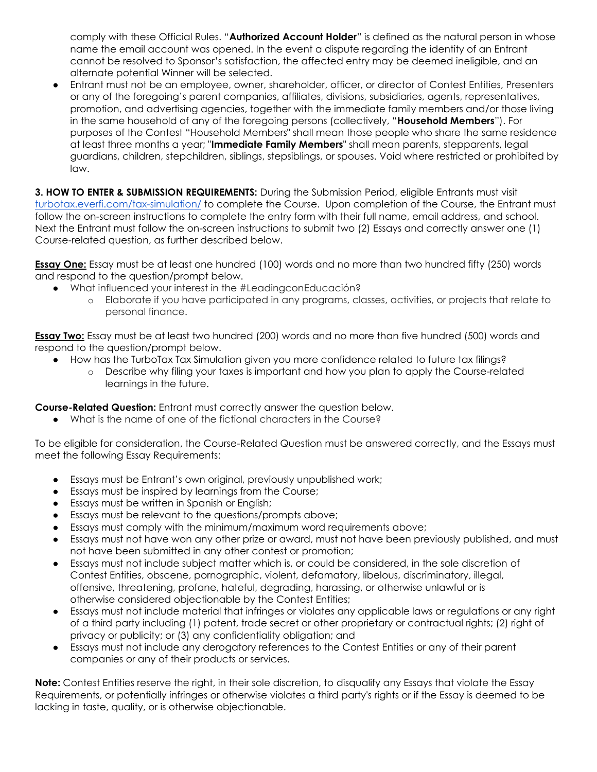comply with these Official Rules. "**Authorized Account Holder**" is defined as the natural person in whose name the email account was opened. In the event a dispute regarding the identity of an Entrant cannot be resolved to Sponsor's satisfaction, the affected entry may be deemed ineligible, and an alternate potential Winner will be selected.

- Entrant must not be an employee, owner, shareholder, officer, or director of Contest Entities, Presenters or any of the foregoing's parent companies, affiliates, divisions, subsidiaries, agents, representatives, promotion, and advertising agencies, together with the immediate family members and/or those living in the same household of any of the foregoing persons (collectively, "**Household Members**"). For purposes of the Contest "Household Members" shall mean those people who share the same residence at least three months a year; "**Immediate Family Members**" shall mean parents, stepparents, legal guardians, children, stepchildren, siblings, stepsiblings, or spouses. Void where restricted or prohibited by law.

**3. HOW TO ENTER & SUBMISSION REQUIREMENTS:** During the Submission Period, eligible Entrants must visit turbotax.everfi.com/tax-simulation/ to complete the Course. Upon completion of the Course, the Entrant must follow the on-screen instructions to complete the entry form with their full name, email address, and school. Next the Entrant must follow the on-screen instructions to submit two (2) Essays and correctly answer one (1) Course-related question, as further described below.

**Essay One:** Essay must be at least one hundred (100) words and no more than two hundred fifty (250) words and respond to the question/prompt below.

- What influenced your interest in the #LeadingconEducación?
  - Elaborate if you have participated in any programs, classes, activities, or projects that relate to personal finance.

**Essay Two:** Essay must be at least two hundred (200) words and no more than five hundred (500) words and respond to the question/prompt below.

- How has the TurboTax Tax Simulation given you more confidence related to future tax filings?
  - Describe why filing your taxes is important and how you plan to apply the Course-related learnings in the future.

**Course-Related Question:** Entrant must correctly answer the question below.

- What is the name of one of the fictional characters in the Course?

To be eligible for consideration, the Course-Related Question must be answered correctly, and the Essays must meet the following Essay Requirements:

- Essays must be Entrant's own original, previously unpublished work;
- Essays must be inspired by learnings from the Course;
- Essays must be written in Spanish or English;
- Essays must be relevant to the questions/prompts above;
- Essays must comply with the minimum/maximum word requirements above;
- Essays must not have won any other prize or award, must not have been previously published, and must not have been submitted in any other contest or promotion;
- Essays must not include subject matter which is, or could be considered, in the sole discretion of Contest Entities, obscene, pornographic, violent, defamatory, libelous, discriminatory, illegal, offensive, threatening, profane, hateful, degrading, harassing, or otherwise unlawful or is otherwise considered objectionable by the Contest Entities;
- Essays must not include material that infringes or violates any applicable laws or regulations or any right of a third party including (1) patent, trade secret or other proprietary or contractual rights; (2) right of privacy or publicity; or (3) any confidentiality obligation; and
- Essays must not include any derogatory references to the Contest Entities or any of their parent companies or any of their products or services.

**Note:** Contest Entities reserve the right, in their sole discretion, to disqualify any Essays that violate the Essay Requirements, or potentially infringes or otherwise violates a third party's rights or if the Essay is deemed to be lacking in taste, quality, or is otherwise objectionable.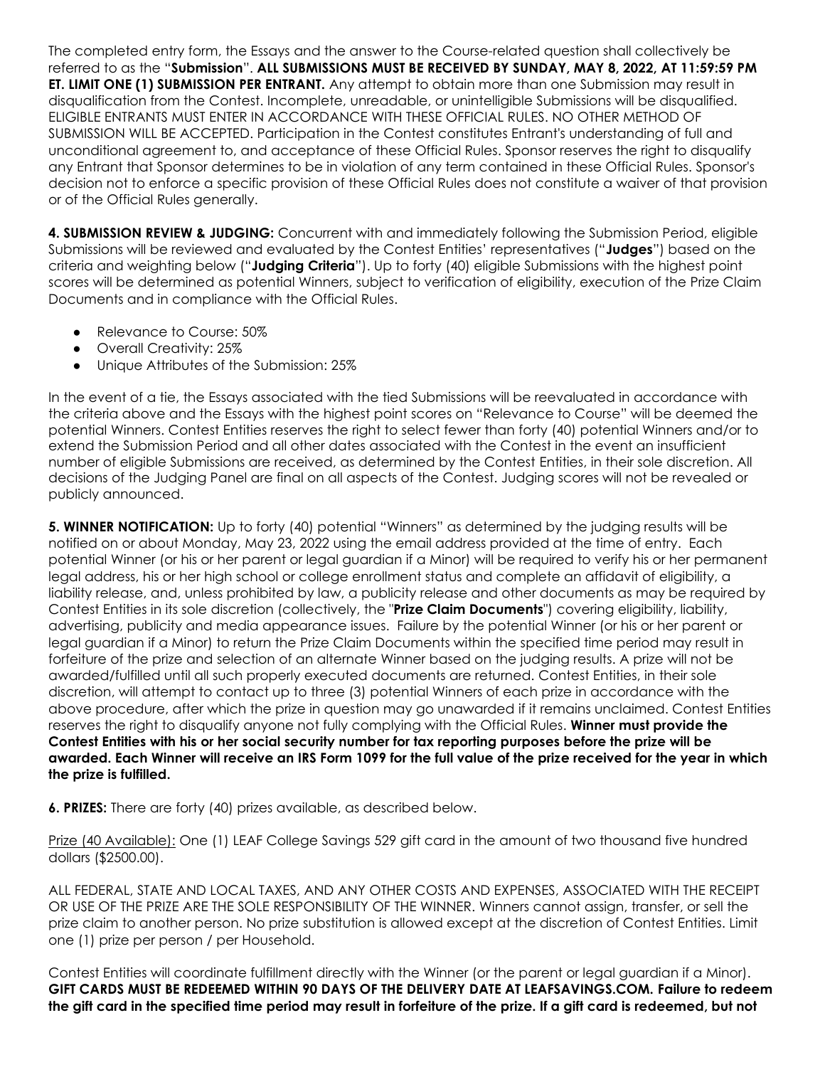The completed entry form, the Essays and the answer to the Course-related question shall collectively be referred to as the "**Submission**". **ALL SUBMISSIONS MUST BE RECEIVED BY SUNDAY, MAY 8, 2022, AT 11:59:59 PM ET. LIMIT ONE (1) SUBMISSION PER ENTRANT.** Any attempt to obtain more than one Submission may result in disqualification from the Contest. Incomplete, unreadable, or unintelligible Submissions will be disqualified. ELIGIBLE ENTRANTS MUST ENTER IN ACCORDANCE WITH THESE OFFICIAL RULES. NO OTHER METHOD OF SUBMISSION WILL BE ACCEPTED. Participation in the Contest constitutes Entrant's understanding of full and unconditional agreement to, and acceptance of these Official Rules. Sponsor reserves the right to disqualify any Entrant that Sponsor determines to be in violation of any term contained in these Official Rules. Sponsor's decision not to enforce a specific provision of these Official Rules does not constitute a waiver of that provision or of the Official Rules generally.

**4. SUBMISSION REVIEW & JUDGING:** Concurrent with and immediately following the Submission Period, eligible Submissions will be reviewed and evaluated by the Contest Entities' representatives ("**Judges**") based on the criteria and weighting below ("**Judging Criteria**"). Up to forty (40) eligible Submissions with the highest point scores will be determined as potential Winners, subject to verification of eligibility, execution of the Prize Claim Documents and in compliance with the Official Rules.

- Relevance to Course: 50%
- Overall Creativity: 25%
- Unique Attributes of the Submission: 25%

In the event of a tie, the Essays associated with the tied Submissions will be reevaluated in accordance with the criteria above and the Essays with the highest point scores on "Relevance to Course" will be deemed the potential Winners. Contest Entities reserves the right to select fewer than forty (40) potential Winners and/or to extend the Submission Period and all other dates associated with the Contest in the event an insufficient number of eligible Submissions are received, as determined by the Contest Entities, in their sole discretion. All decisions of the Judging Panel are final on all aspects of the Contest. Judging scores will not be revealed or publicly announced.

**5. WINNER NOTIFICATION:** Up to forty (40) potential "Winners" as determined by the judging results will be notified on or about Monday, May 23, 2022 using the email address provided at the time of entry. Each potential Winner (or his or her parent or legal guardian if a Minor) will be required to verify his or her permanent legal address, his or her high school or college enrollment status and complete an affidavit of eligibility, a liability release, and, unless prohibited by law, a publicity release and other documents as may be required by Contest Entities in its sole discretion (collectively, the "**Prize Claim Documents**") covering eligibility, liability, advertising, publicity and media appearance issues. Failure by the potential Winner (or his or her parent or legal guardian if a Minor) to return the Prize Claim Documents within the specified time period may result in forfeiture of the prize and selection of an alternate Winner based on the judging results. A prize will not be awarded/fulfilled until all such properly executed documents are returned. Contest Entities, in their sole discretion, will attempt to contact up to three (3) potential Winners of each prize in accordance with the above procedure, after which the prize in question may go unawarded if it remains unclaimed. Contest Entities reserves the right to disqualify anyone not fully complying with the Official Rules. **Winner must provide the Contest Entities with his or her social security number for tax reporting purposes before the prize will be awarded. Each Winner will receive an IRS Form 1099 for the full value of the prize received for the year in which the prize is fulfilled.**

**6. PRIZES:** There are forty (40) prizes available, as described below.

Prize (40 Available): One (1) LEAF College Savings 529 gift card in the amount of two thousand five hundred dollars ($2500.00).

ALL FEDERAL, STATE AND LOCAL TAXES, AND ANY OTHER COSTS AND EXPENSES, ASSOCIATED WITH THE RECEIPT OR USE OF THE PRIZE ARE THE SOLE RESPONSIBILITY OF THE WINNER. Winners cannot assign, transfer, or sell the prize claim to another person. No prize substitution is allowed except at the discretion of Contest Entities. Limit one (1) prize per person / per Household.

Contest Entities will coordinate fulfillment directly with the Winner (or the parent or legal guardian if a Minor). **GIFT CARDS MUST BE REDEEMED WITHIN 90 DAYS OF THE DELIVERY DATE AT LEAFSAVINGS.COM. Failure to redeem the gift card in the specified time period may result in forfeiture of the prize. If a gift card is redeemed, but not**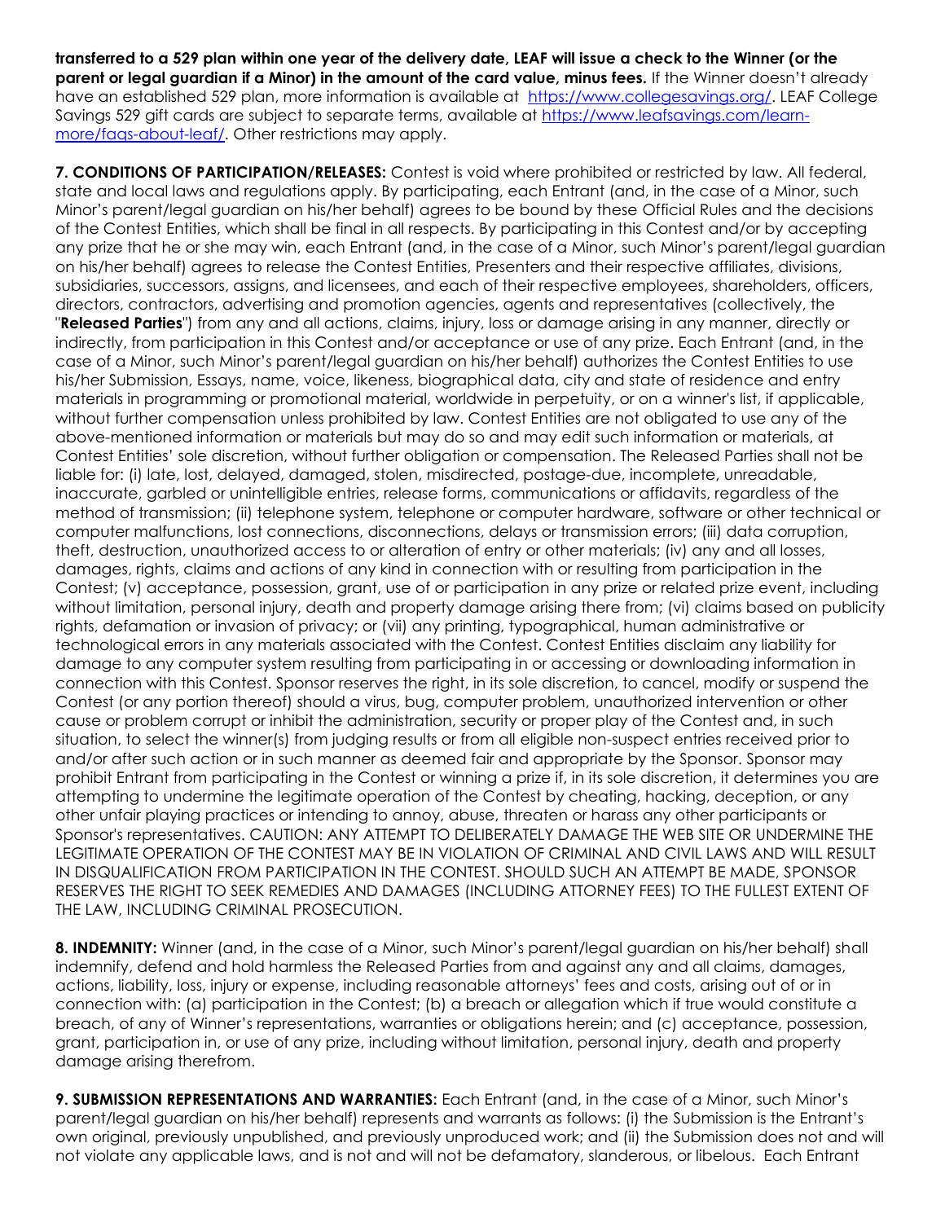**transferred to a 529 plan within one year of the delivery date, LEAF will issue a check to the Winner (or the parent or legal guardian if a Minor) in the amount of the card value, minus fees.** If the Winner doesn't already have an established 529 plan, more information is available at [https://www.collegesavings.org/](https://www.collegesavings.org/). LEAF College Savings 529 gift cards are subject to separate terms, available at [https://www.leafsavings.com/learn-more/faqs-about-leaf/](https://www.leafsavings.com/learn-more/faqs-about-leaf/). Other restrictions may apply.

**7. CONDITIONS OF PARTICIPATION/RELEASES:** Contest is void where prohibited or restricted by law. All federal, state and local laws and regulations apply. By participating, each Entrant (and, in the case of a Minor, such Minor's parent/legal guardian on his/her behalf) agrees to be bound by these Official Rules and the decisions of the Contest Entities, which shall be final in all respects. By participating in this Contest and/or by accepting any prize that he or she may win, each Entrant (and, in the case of a Minor, such Minor's parent/legal guardian on his/her behalf) agrees to release the Contest Entities, Presenters and their respective affiliates, divisions, subsidiaries, successors, assigns, and licensees, and each of their respective employees, shareholders, officers, directors, contractors, advertising and promotion agencies, agents and representatives (collectively, the "**Released Parties**") from any and all actions, claims, injury, loss or damage arising in any manner, directly or indirectly, from participation in this Contest and/or acceptance or use of any prize. Each Entrant (and, in the case of a Minor, such Minor's parent/legal guardian on his/her behalf) authorizes the Contest Entities to use his/her Submission, Essays, name, voice, likeness, biographical data, city and state of residence and entry materials in programming or promotional material, worldwide in perpetuity, or on a winner's list, if applicable, without further compensation unless prohibited by law. Contest Entities are not obligated to use any of the above-mentioned information or materials but may do so and may edit such information or materials, at Contest Entities' sole discretion, without further obligation or compensation. The Released Parties shall not be liable for: (i) late, lost, delayed, damaged, stolen, misdirected, postage-due, incomplete, unreadable, inaccurate, garbled or unintelligible entries, release forms, communications or affidavits, regardless of the method of transmission; (ii) telephone system, telephone or computer hardware, software or other technical or computer malfunctions, lost connections, disconnections, delays or transmission errors; (iii) data corruption, theft, destruction, unauthorized access to or alteration of entry or other materials; (iv) any and all losses, damages, rights, claims and actions of any kind in connection with or resulting from participation in the Contest; (v) acceptance, possession, grant, use of or participation in any prize or related prize event, including without limitation, personal injury, death and property damage arising there from; (vi) claims based on publicity rights, defamation or invasion of privacy; or (vii) any printing, typographical, human administrative or technological errors in any materials associated with the Contest. Contest Entities disclaim any liability for damage to any computer system resulting from participating in or accessing or downloading information in connection with this Contest. Sponsor reserves the right, in its sole discretion, to cancel, modify or suspend the Contest (or any portion thereof) should a virus, bug, computer problem, unauthorized intervention or other cause or problem corrupt or inhibit the administration, security or proper play of the Contest and, in such situation, to select the winner(s) from judging results or from all eligible non-suspect entries received prior to and/or after such action or in such manner as deemed fair and appropriate by the Sponsor. Sponsor may prohibit Entrant from participating in the Contest or winning a prize if, in its sole discretion, it determines you are attempting to undermine the legitimate operation of the Contest by cheating, hacking, deception, or any other unfair playing practices or intending to annoy, abuse, threaten or harass any other participants or Sponsor's representatives. CAUTION: ANY ATTEMPT TO DELIBERATELY DAMAGE THE WEB SITE OR UNDERMINE THE LEGITIMATE OPERATION OF THE CONTEST MAY BE IN VIOLATION OF CRIMINAL AND CIVIL LAWS AND WILL RESULT IN DISQUALIFICATION FROM PARTICIPATION IN THE CONTEST. SHOULD SUCH AN ATTEMPT BE MADE, SPONSOR RESERVES THE RIGHT TO SEEK REMEDIES AND DAMAGES (INCLUDING ATTORNEY FEES) TO THE FULLEST EXTENT OF THE LAW, INCLUDING CRIMINAL PROSECUTION.

**8. INDEMNITY:** Winner (and, in the case of a Minor, such Minor's parent/legal guardian on his/her behalf) shall indemnify, defend and hold harmless the Released Parties from and against any and all claims, damages, actions, liability, loss, injury or expense, including reasonable attorneys' fees and costs, arising out of or in connection with: (a) participation in the Contest; (b) a breach or allegation which if true would constitute a breach, of any of Winner's representations, warranties or obligations herein; and (c) acceptance, possession, grant, participation in, or use of any prize, including without limitation, personal injury, death and property damage arising therefrom.

**9. SUBMISSION REPRESENTATIONS AND WARRANTIES:** Each Entrant (and, in the case of a Minor, such Minor's parent/legal guardian on his/her behalf) represents and warrants as follows: (i) the Submission is the Entrant's own original, previously unpublished, and previously unproduced work; and (ii) the Submission does not and will not violate any applicable laws, and is not and will not be defamatory, slanderous, or libelous. Each Entrant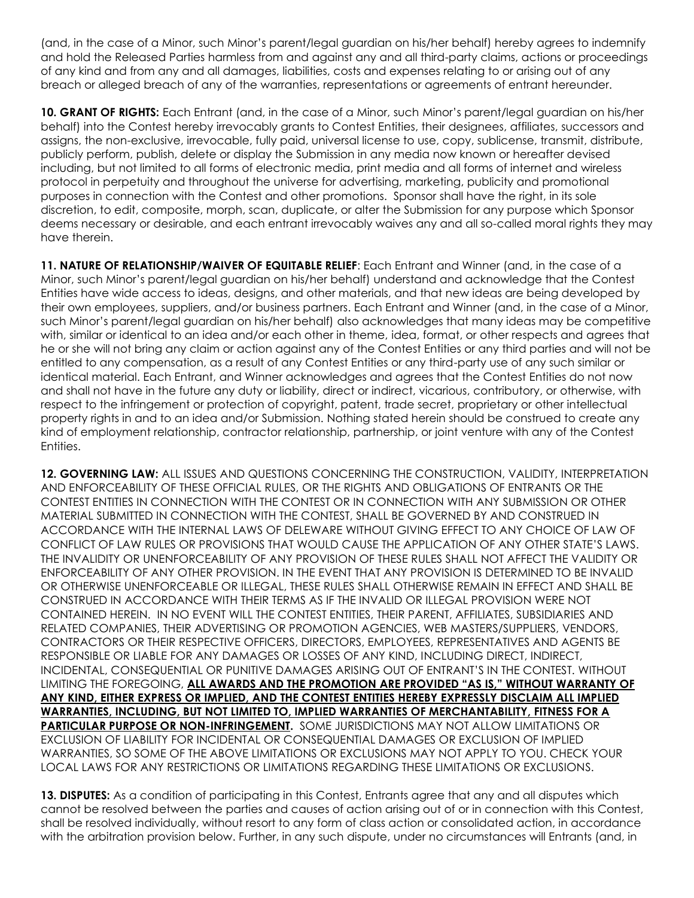(and, in the case of a Minor, such Minor's parent/legal guardian on his/her behalf) hereby agrees to indemnify and hold the Released Parties harmless from and against any and all third-party claims, actions or proceedings of any kind and from any and all damages, liabilities, costs and expenses relating to or arising out of any breach or alleged breach of any of the warranties, representations or agreements of entrant hereunder.

**10. GRANT OF RIGHTS:** Each Entrant (and, in the case of a Minor, such Minor's parent/legal guardian on his/her behalf) into the Contest hereby irrevocably grants to Contest Entities, their designees, affiliates, successors and assigns, the non-exclusive, irrevocable, fully paid, universal license to use, copy, sublicense, transmit, distribute, publicly perform, publish, delete or display the Submission in any media now known or hereafter devised including, but not limited to all forms of electronic media, print media and all forms of internet and wireless protocol in perpetuity and throughout the universe for advertising, marketing, publicity and promotional purposes in connection with the Contest and other promotions. Sponsor shall have the right, in its sole discretion, to edit, composite, morph, scan, duplicate, or alter the Submission for any purpose which Sponsor deems necessary or desirable, and each entrant irrevocably waives any and all so-called moral rights they may have therein.

**11. NATURE OF RELATIONSHIP/WAIVER OF EQUITABLE RELIEF**: Each Entrant and Winner (and, in the case of a Minor, such Minor's parent/legal guardian on his/her behalf) understand and acknowledge that the Contest Entities have wide access to ideas, designs, and other materials, and that new ideas are being developed by their own employees, suppliers, and/or business partners. Each Entrant and Winner (and, in the case of a Minor, such Minor's parent/legal guardian on his/her behalf) also acknowledges that many ideas may be competitive with, similar or identical to an idea and/or each other in theme, idea, format, or other respects and agrees that he or she will not bring any claim or action against any of the Contest Entities or any third parties and will not be entitled to any compensation, as a result of any Contest Entities or any third-party use of any such similar or identical material. Each Entrant, and Winner acknowledges and agrees that the Contest Entities do not now and shall not have in the future any duty or liability, direct or indirect, vicarious, contributory, or otherwise, with respect to the infringement or protection of copyright, patent, trade secret, proprietary or other intellectual property rights in and to an idea and/or Submission. Nothing stated herein should be construed to create any kind of employment relationship, contractor relationship, partnership, or joint venture with any of the Contest Entities.

**12. GOVERNING LAW:** ALL ISSUES AND QUESTIONS CONCERNING THE CONSTRUCTION, VALIDITY, INTERPRETATION AND ENFORCEABILITY OF THESE OFFICIAL RULES, OR THE RIGHTS AND OBLIGATIONS OF ENTRANTS OR THE CONTEST ENTITIES IN CONNECTION WITH THE CONTEST OR IN CONNECTION WITH ANY SUBMISSION OR OTHER MATERIAL SUBMITTED IN CONNECTION WITH THE CONTEST, SHALL BE GOVERNED BY AND CONSTRUED IN ACCORDANCE WITH THE INTERNAL LAWS OF DELEWARE WITHOUT GIVING EFFECT TO ANY CHOICE OF LAW OF CONFLICT OF LAW RULES OR PROVISIONS THAT WOULD CAUSE THE APPLICATION OF ANY OTHER STATE'S LAWS. THE INVALIDITY OR UNENFORCEABILITY OF ANY PROVISION OF THESE RULES SHALL NOT AFFECT THE VALIDITY OR ENFORCEABILITY OF ANY OTHER PROVISION. IN THE EVENT THAT ANY PROVISION IS DETERMINED TO BE INVALID OR OTHERWISE UNENFORCEABLE OR ILLEGAL, THESE RULES SHALL OTHERWISE REMAIN IN EFFECT AND SHALL BE CONSTRUED IN ACCORDANCE WITH THEIR TERMS AS IF THE INVALID OR ILLEGAL PROVISION WERE NOT CONTAINED HEREIN. IN NO EVENT WILL THE CONTEST ENTITIES, THEIR PARENT, AFFILIATES, SUBSIDIARIES AND RELATED COMPANIES, THEIR ADVERTISING OR PROMOTION AGENCIES, WEB MASTERS/SUPPLIERS, VENDORS, CONTRACTORS OR THEIR RESPECTIVE OFFICERS, DIRECTORS, EMPLOYEES, REPRESENTATIVES AND AGENTS BE RESPONSIBLE OR LIABLE FOR ANY DAMAGES OR LOSSES OF ANY KIND, INCLUDING DIRECT, INDIRECT, INCIDENTAL, CONSEQUENTIAL OR PUNITIVE DAMAGES ARISING OUT OF ENTRANT'S IN THE CONTEST. WITHOUT LIMITING THE FOREGOING, **ALL AWARDS AND THE PROMOTION ARE PROVIDED "AS IS," WITHOUT WARRANTY OF ANY KIND, EITHER EXPRESS OR IMPLIED, AND THE CONTEST ENTITIES HEREBY EXPRESSLY DISCLAIM ALL IMPLIED WARRANTIES, INCLUDING, BUT NOT LIMITED TO, IMPLIED WARRANTIES OF MERCHANTABILITY, FITNESS FOR A PARTICULAR PURPOSE OR NON-INFRINGEMENT.** SOME JURISDICTIONS MAY NOT ALLOW LIMITATIONS OR EXCLUSION OF LIABILITY FOR INCIDENTAL OR CONSEQUENTIAL DAMAGES OR EXCLUSION OF IMPLIED WARRANTIES, SO SOME OF THE ABOVE LIMITATIONS OR EXCLUSIONS MAY NOT APPLY TO YOU. CHECK YOUR LOCAL LAWS FOR ANY RESTRICTIONS OR LIMITATIONS REGARDING THESE LIMITATIONS OR EXCLUSIONS.

**13. DISPUTES:** As a condition of participating in this Contest, Entrants agree that any and all disputes which cannot be resolved between the parties and causes of action arising out of or in connection with this Contest, shall be resolved individually, without resort to any form of class action or consolidated action, in accordance with the arbitration provision below. Further, in any such dispute, under no circumstances will Entrants (and, in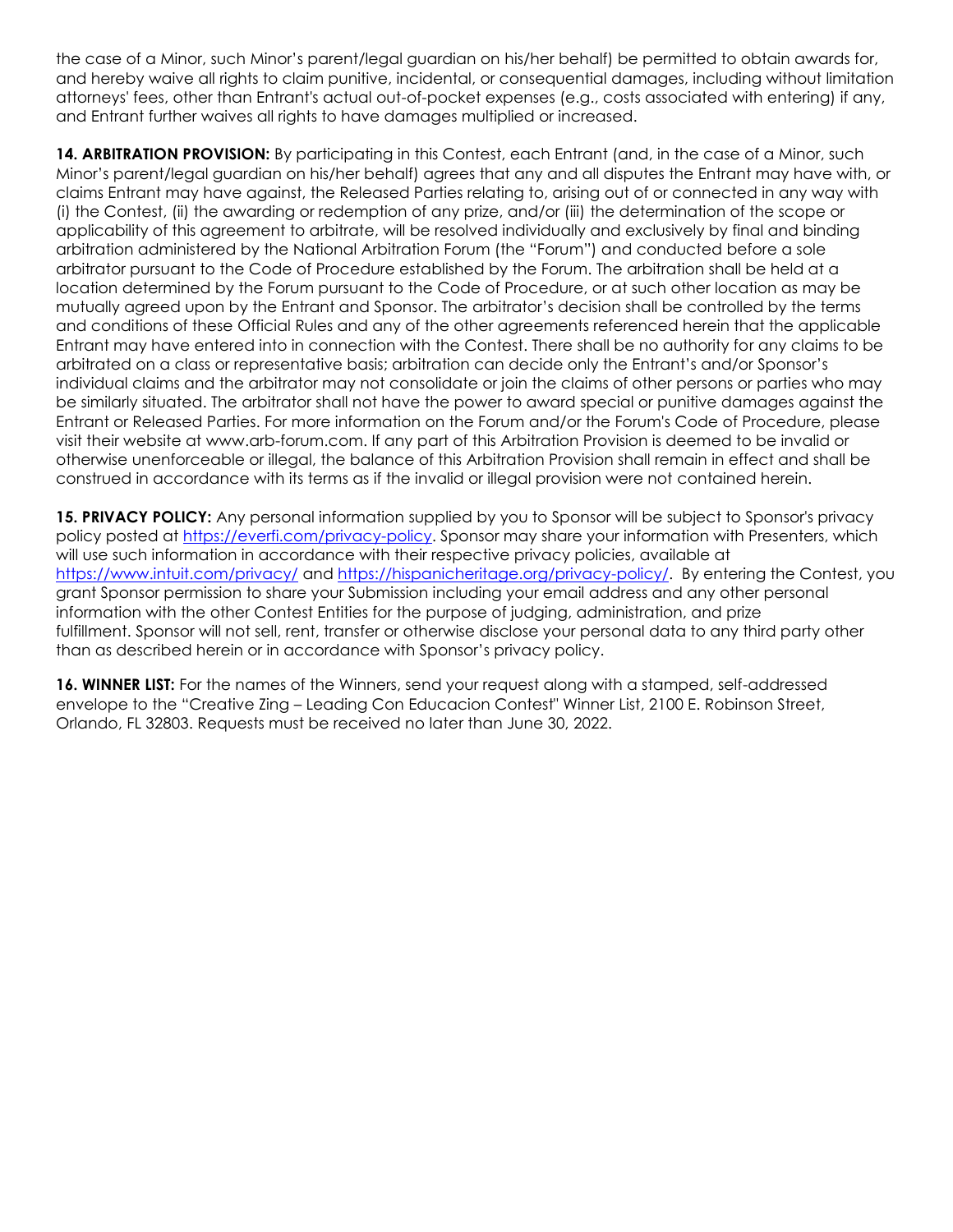the case of a Minor, such Minor's parent/legal guardian on his/her behalf) be permitted to obtain awards for, and hereby waive all rights to claim punitive, incidental, or consequential damages, including without limitation attorneys' fees, other than Entrant's actual out-of-pocket expenses (e.g., costs associated with entering) if any, and Entrant further waives all rights to have damages multiplied or increased.

**14. ARBITRATION PROVISION:** By participating in this Contest, each Entrant (and, in the case of a Minor, such Minor's parent/legal guardian on his/her behalf) agrees that any and all disputes the Entrant may have with, or claims Entrant may have against, the Released Parties relating to, arising out of or connected in any way with (i) the Contest, (ii) the awarding or redemption of any prize, and/or (iii) the determination of the scope or applicability of this agreement to arbitrate, will be resolved individually and exclusively by final and binding arbitration administered by the National Arbitration Forum (the "Forum") and conducted before a sole arbitrator pursuant to the Code of Procedure established by the Forum. The arbitration shall be held at a location determined by the Forum pursuant to the Code of Procedure, or at such other location as may be mutually agreed upon by the Entrant and Sponsor. The arbitrator's decision shall be controlled by the terms and conditions of these Official Rules and any of the other agreements referenced herein that the applicable Entrant may have entered into in connection with the Contest. There shall be no authority for any claims to be arbitrated on a class or representative basis; arbitration can decide only the Entrant's and/or Sponsor's individual claims and the arbitrator may not consolidate or join the claims of other persons or parties who may be similarly situated. The arbitrator shall not have the power to award special or punitive damages against the Entrant or Released Parties. For more information on the Forum and/or the Forum's Code of Procedure, please visit their website at www.arb-forum.com. If any part of this Arbitration Provision is deemed to be invalid or otherwise unenforceable or illegal, the balance of this Arbitration Provision shall remain in effect and shall be construed in accordance with its terms as if the invalid or illegal provision were not contained herein.

**15. PRIVACY POLICY:** Any personal information supplied by you to Sponsor will be subject to Sponsor's privacy policy posted at [https://everfi.com/privacy-policy](https://everfi.com/privacy-policy). Sponsor may share your information with Presenters, which will use such information in accordance with their respective privacy policies, available at [https://www.intuit.com/privacy/](https://www.intuit.com/privacy/) and [https://hispanicheritage.org/privacy-policy/](https://hispanicheritage.org/privacy-policy/). By entering the Contest, you grant Sponsor permission to share your Submission including your email address and any other personal information with the other Contest Entities for the purpose of judging, administration, and prize fulfillment. Sponsor will not sell, rent, transfer or otherwise disclose your personal data to any third party other than as described herein or in accordance with Sponsor's privacy policy.

**16. WINNER LIST:** For the names of the Winners, send your request along with a stamped, self-addressed envelope to the "Creative Zing – Leading Con Educacion Contest" Winner List, 2100 E. Robinson Street, Orlando, FL 32803. Requests must be received no later than June 30, 2022.